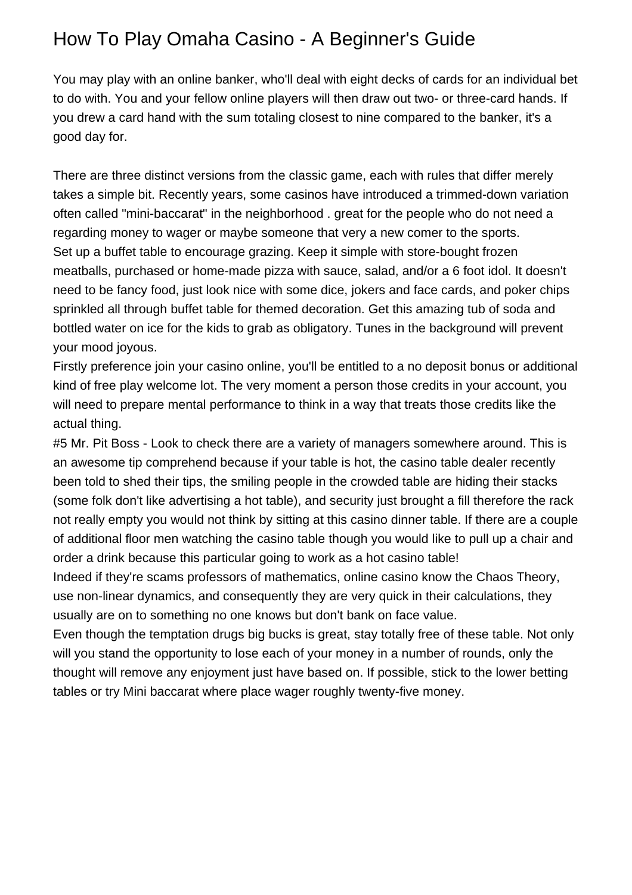# How To Play Omaha Casino - A Beginner's Guide

You may play with an online banker, who'll deal with eight decks of cards for an individual bet to do with. You and your fellow online players will then draw out two- or three-card hands. If you drew a card hand with the sum totaling closest to nine compared to the banker, it's a good day for.

There are three distinct versions from the classic game, each with rules that differ merely takes a simple bit. Recently years, some casinos have introduced a trimmed-down variation often called "mini-baccarat" in the neighborhood . great for the people who do not need a regarding money to wager or maybe someone that very a new comer to the sports.

Set up a buffet table to encourage grazing. Keep it simple with store-bought frozen meatballs, purchased or home-made pizza with sauce, salad, and/or a 6 foot idol. It doesn't need to be fancy food, just look nice with some dice, jokers and face cards, and poker chips sprinkled all through buffet table for themed decoration. Get this amazing tub of soda and bottled water on ice for the kids to grab as obligatory. Tunes in the background will prevent your mood joyous.

Firstly preference join your casino online, you'll be entitled to a no deposit bonus or additional kind of free play welcome lot. The very moment a person those credits in your account, you will need to prepare mental performance to think in a way that treats those credits like the actual thing.

#5 Mr. Pit Boss - Look to check there are a variety of managers somewhere around. This is an awesome tip comprehend because if your table is hot, the casino table dealer recently been told to shed their tips, the smiling people in the crowded table are hiding their stacks (some folk don't like advertising a hot table), and security just brought a fill therefore the rack not really empty you would not think by sitting at this casino dinner table. If there are a couple of additional floor men watching the casino table though you would like to pull up a chair and order a drink because this particular going to work as a hot casino table!

Indeed if they're scams professors of mathematics, online casino know the Chaos Theory, use non-linear dynamics, and consequently they are very quick in their calculations, they usually are on to something no one knows but don't bank on face value.

Even though the temptation drugs big bucks is great, stay totally free of these table. Not only will you stand the opportunity to lose each of your money in a number of rounds, only the thought will remove any enjoyment just have based on. If possible, stick to the lower betting tables or try Mini baccarat where place wager roughly twenty-five money.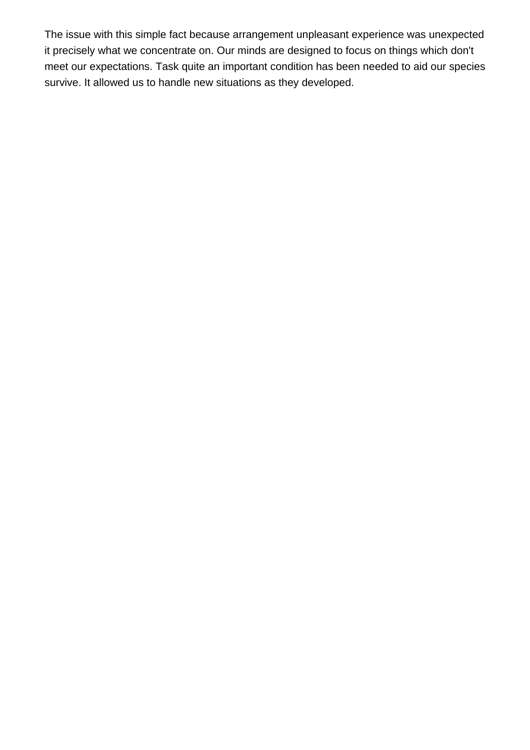The issue with this simple fact because arrangement unpleasant experience was unexpected it precisely what we concentrate on. Our minds are designed to focus on things which don't meet our expectations. Task quite an important condition has been needed to aid our species survive. It allowed us to handle new situations as they developed.